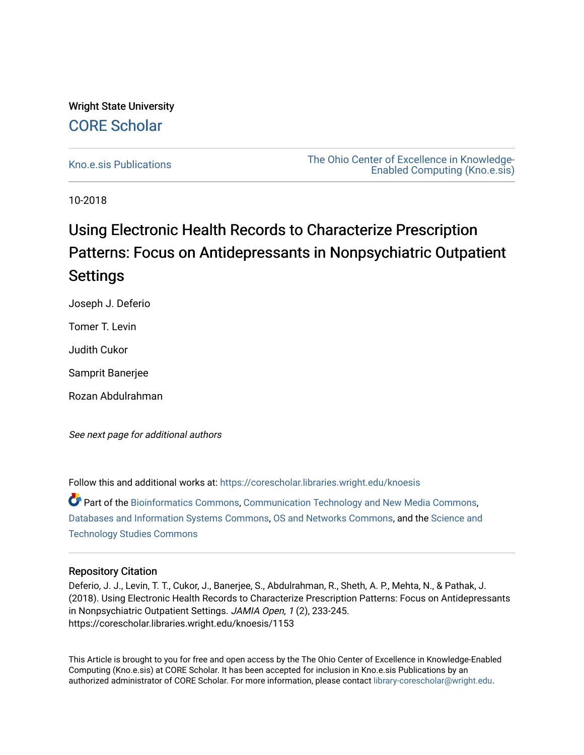Wright State University

# CORE Scholar

Kno.e.sis Publications

The Ohio Center of Excellence in Knowledge-Enabled Computing (Kno.e.sis)

10-2018

# Using Electronic Health Records to Characterize Prescription Patterns: Focus on Antidepressants in Nonpsychiatric Outpatient Settings

Joseph J. Deferio

Tomer T. Levin

Judith Cukor

Samprit Banerjee

Rozan Abdulrahman

*See next page for additional authors*

Follow this and additional works at: https://corescholar.libraries.wright.edu/knoesis

Part of the Bioinformatics Commons, Communication Technology and New Media Commons, Databases and Information Systems Commons, OS and Networks Commons, and the Science and Technology Studies Commons

## Repository Citation

Deferio, J. J., Levin, T. T., Cukor, J., Banerjee, S., Abdulrahman, R., Sheth, A. P., Mehta, N., & Pathak, J. (2018). Using Electronic Health Records to Characterize Prescription Patterns: Focus on Antidepressants in Nonpsychiatric Outpatient Settings. *JAMIA Open, 1* (2), 233-245.
https://corescholar.libraries.wright.edu/knoesis/1153

This Article is brought to you for free and open access by the The Ohio Center of Excellence in Knowledge-Enabled Computing (Kno.e.sis) at CORE Scholar. It has been accepted for inclusion in Kno.e.sis Publications by an authorized administrator of CORE Scholar. For more information, please contact library-corescholar@wright.edu.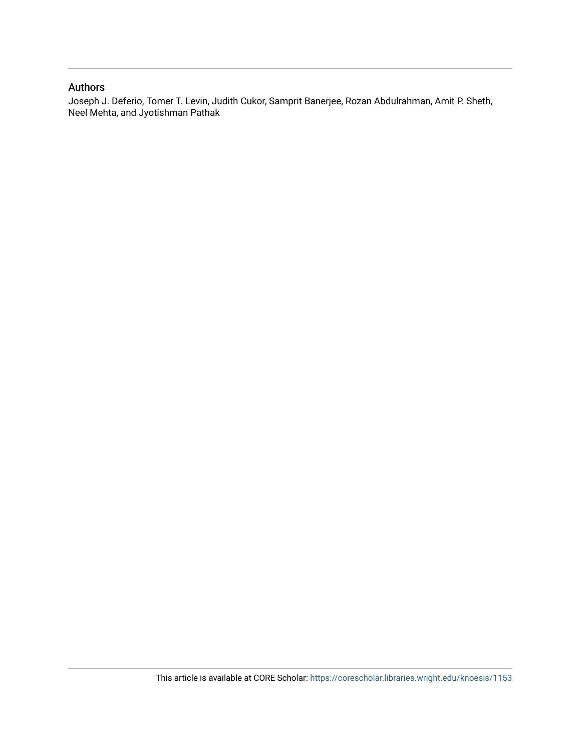## Authors

Joseph J. Deferio, Tomer T. Levin, Judith Cukor, Samprit Banerjee, Rozan Abdulrahman, Amit P. Sheth, Neel Mehta, and Jyotishman Pathak

This article is available at CORE Scholar: https://corescholar.libraries.wright.edu/knoesis/1153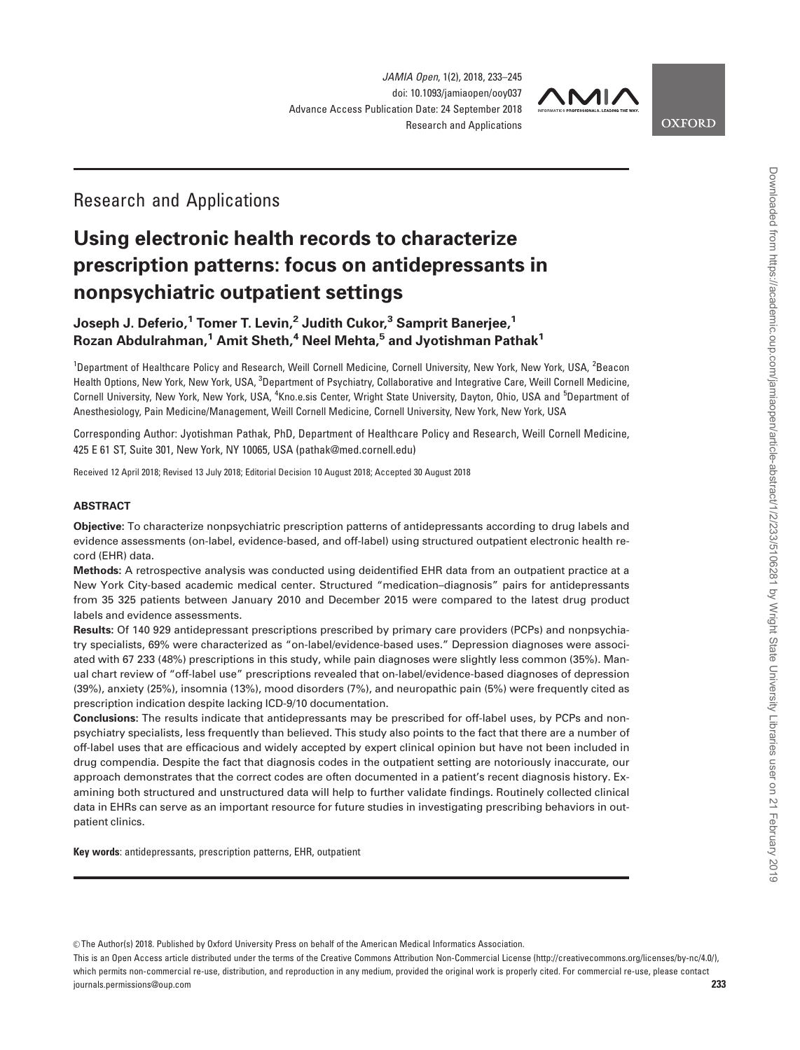Research and Applications

# Using electronic health records to characterize prescription patterns: focus on antidepressants in nonpsychiatric outpatient settings

**Joseph J. Deferio,[1] Tomer T. Levin,[2] Judith Cukor,[3] Samprit Banerjee,[1] Rozan Abdulrahman,[1] Amit Sheth,[4] Neel Mehta,[5] and Jyotishman Pathak[1]**

[1]Department of Healthcare Policy and Research, Weill Cornell Medicine, Cornell University, New York, New York, USA, [2]Beacon Health Options, New York, New York, USA, [3]Department of Psychiatry, Collaborative and Integrative Care, Weill Cornell Medicine, Cornell University, New York, New York, USA, [4]Kno.e.sis Center, Wright State University, Dayton, Ohio, USA and [5]Department of Anesthesiology, Pain Medicine/Management, Weill Cornell Medicine, Cornell University, New York, New York, USA

Corresponding Author: Jyotishman Pathak, PhD, Department of Healthcare Policy and Research, Weill Cornell Medicine, 425 E 61 ST, Suite 301, New York, NY 10065, USA (pathak@med.cornell.edu)

Received 12 April 2018; Revised 13 July 2018; Editorial Decision 10 August 2018; Accepted 30 August 2018

## ABSTRACT

**Objective:** To characterize nonpsychiatric prescription patterns of antidepressants according to drug labels and evidence assessments (on-label, evidence-based, and off-label) using structured outpatient electronic health record (EHR) data.

**Methods:** A retrospective analysis was conducted using deidentified EHR data from an outpatient practice at a New York City-based academic medical center. Structured "medication–diagnosis" pairs for antidepressants from 35 325 patients between January 2010 and December 2015 were compared to the latest drug product labels and evidence assessments.

**Results:** Of 140 929 antidepressant prescriptions prescribed by primary care providers (PCPs) and nonpsychiatry specialists, 69% were characterized as "on-label/evidence-based uses." Depression diagnoses were associated with 67 233 (48%) prescriptions in this study, while pain diagnoses were slightly less common (35%). Manual chart review of "off-label use" prescriptions revealed that on-label/evidence-based diagnoses of depression (39%), anxiety (25%), insomnia (13%), mood disorders (7%), and neuropathic pain (5%) were frequently cited as prescription indication despite lacking ICD-9/10 documentation.

**Conclusions:** The results indicate that antidepressants may be prescribed for off-label uses, by PCPs and nonpsychiatry specialists, less frequently than believed. This study also points to the fact that there are a number of off-label uses that are efficacious and widely accepted by expert clinical opinion but have not been included in drug compendia. Despite the fact that diagnosis codes in the outpatient setting are notoriously inaccurate, our approach demonstrates that the correct codes are often documented in a patient's recent diagnosis history. Examining both structured and unstructured data will help to further validate findings. Routinely collected clinical data in EHRs can serve as an important resource for future studies in investigating prescribing behaviors in outpatient clinics.

**Key words**: antidepressants, prescription patterns, EHR, outpatient

© The Author(s) 2018. Published by Oxford University Press on behalf of the American Medical Informatics Association.

This is an Open Access article distributed under the terms of the Creative Commons Attribution Non-Commercial License (http://creativecommons.org/licenses/by-nc/4.0/), which permits non-commercial re-use, distribution, and reproduction in any medium, provided the original work is properly cited. For commercial re-use, please contact journals.permissions@oup.com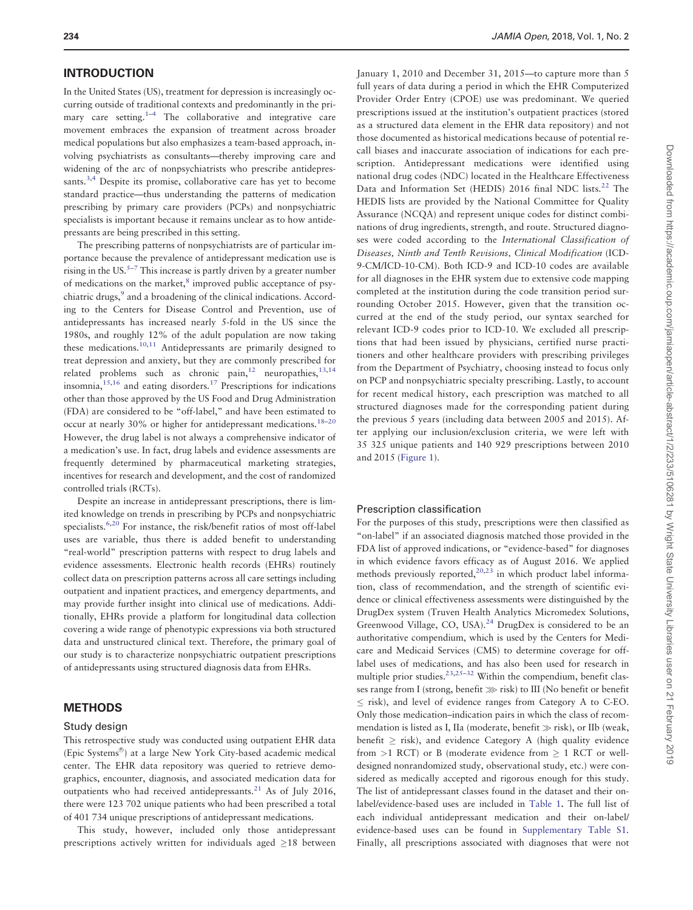## INTRODUCTION

In the United States (US), treatment for depression is increasingly occurring outside of traditional contexts and predominantly in the primary care setting.[1–4] The collaborative and integrative care movement embraces the expansion of treatment across broader medical populations but also emphasizes a team-based approach, involving psychiatrists as consultants—thereby improving care and widening of the arc of nonpsychiatrists who prescribe antidepressants.[3,4] Despite its promise, collaborative care has yet to become standard practice—thus understanding the patterns of medication prescribing by primary care providers (PCPs) and nonpsychiatric specialists is important because it remains unclear as to how antidepressants are being prescribed in this setting.

The prescribing patterns of nonpsychiatrists are of particular importance because the prevalence of antidepressant medication use is rising in the US.[5–7] This increase is partly driven by a greater number of medications on the market,[8] improved public acceptance of psychiatric drugs,[9] and a broadening of the clinical indications. According to the Centers for Disease Control and Prevention, use of antidepressants has increased nearly 5-fold in the US since the 1980s, and roughly 12% of the adult population are now taking these medications.[10,11] Antidepressants are primarily designed to treat depression and anxiety, but they are commonly prescribed for related problems such as chronic pain,[12] neuropathies,[13,14] insomnia,[15,16] and eating disorders.[17] Prescriptions for indications other than those approved by the US Food and Drug Administration (FDA) are considered to be "off-label," and have been estimated to occur at nearly 30% or higher for antidepressant medications.[18–20] However, the drug label is not always a comprehensive indicator of a medication's use. In fact, drug labels and evidence assessments are frequently determined by pharmaceutical marketing strategies, incentives for research and development, and the cost of randomized controlled trials (RCTs).

Despite an increase in antidepressant prescriptions, there is limited knowledge on trends in prescribing by PCPs and nonpsychiatric specialists.[6,20] For instance, the risk/benefit ratios of most off-label uses are variable, thus there is added benefit to understanding "real-world" prescription patterns with respect to drug labels and evidence assessments. Electronic health records (EHRs) routinely collect data on prescription patterns across all care settings including outpatient and inpatient practices, and emergency departments, and may provide further insight into clinical use of medications. Additionally, EHRs provide a platform for longitudinal data collection covering a wide range of phenotypic expressions via both structured data and unstructured clinical text. Therefore, the primary goal of our study is to characterize nonpsychiatric outpatient prescriptions of antidepressants using structured diagnosis data from EHRs.

## METHODS

### Study design

This retrospective study was conducted using outpatient EHR data (Epic Systems®) at a large New York City-based academic medical center. The EHR data repository was queried to retrieve demographics, encounter, diagnosis, and associated medication data for outpatients who had received antidepressants.[21] As of July 2016, there were 123 702 unique patients who had been prescribed a total of 401 734 unique prescriptions of antidepressant medications.

This study, however, included only those antidepressant prescriptions actively written for individuals aged ≥18 between January 1, 2010 and December 31, 2015—to capture more than 5 full years of data during a period in which the EHR Computerized Provider Order Entry (CPOE) use was predominant. We queried prescriptions issued at the institution's outpatient practices (stored as a structured data element in the EHR data repository) and not those documented as historical medications because of potential recall biases and inaccurate association of indications for each prescription. Antidepressant medications were identified using national drug codes (NDC) located in the Healthcare Effectiveness Data and Information Set (HEDIS) 2016 final NDC lists.[22] The HEDIS lists are provided by the National Committee for Quality Assurance (NCQA) and represent unique codes for distinct combinations of drug ingredients, strength, and route. Structured diagnoses were coded according to the *International Classification of Diseases, Ninth and Tenth Revisions, Clinical Modification* (ICD-9-CM/ICD-10-CM). Both ICD-9 and ICD-10 codes are available for all diagnoses in the EHR system due to extensive code mapping completed at the institution during the code transition period surrounding October 2015. However, given that the transition occurred at the end of the study period, our syntax searched for relevant ICD-9 codes prior to ICD-10. We excluded all prescriptions that had been issued by physicians, certified nurse practitioners and other healthcare providers with prescribing privileges from the Department of Psychiatry, choosing instead to focus only on PCP and nonpsychiatric specialty prescribing. Lastly, to account for recent medical history, each prescription was matched to all structured diagnoses made for the corresponding patient during the previous 5 years (including data between 2005 and 2015). After applying our inclusion/exclusion criteria, we were left with 35 325 unique patients and 140 929 prescriptions between 2010 and 2015 (Figure 1).

### Prescription classification

For the purposes of this study, prescriptions were then classified as "on-label" if an associated diagnosis matched those provided in the FDA list of approved indications, or "evidence-based" for diagnoses in which evidence favors efficacy as of August 2016. We applied methods previously reported,[20,23] in which product label information, class of recommendation, and the strength of scientific evidence or clinical effectiveness assessments were distinguished by the DrugDex system (Truven Health Analytics Micromedex Solutions, Greenwood Village, CO, USA).[24] DrugDex is considered to be an authoritative compendium, which is used by the Centers for Medicare and Medicaid Services (CMS) to determine coverage for off-label uses of medications, and has also been used for research in multiple prior studies.[23,25–32] Within the compendium, benefit classes range from I (strong, benefit ⋙ risk) to III (No benefit or benefit ≤ risk), and level of evidence ranges from Category A to C-EO. Only those medication–indication pairs in which the class of recommendation is listed as I, IIa (moderate, benefit ≫ risk), or IIb (weak, benefit ≥ risk), and evidence Category A (high quality evidence from >1 RCT) or B (moderate evidence from ≥ 1 RCT or well-designed nonrandomized study, observational study, etc.) were considered as medically accepted and rigorous enough for this study. The list of antidepressant classes found in the dataset and their on-label/evidence-based uses are included in Table 1. The full list of each individual antidepressant medication and their on-label/evidence-based uses can be found in Supplementary Table S1. Finally, all prescriptions associated with diagnoses that were not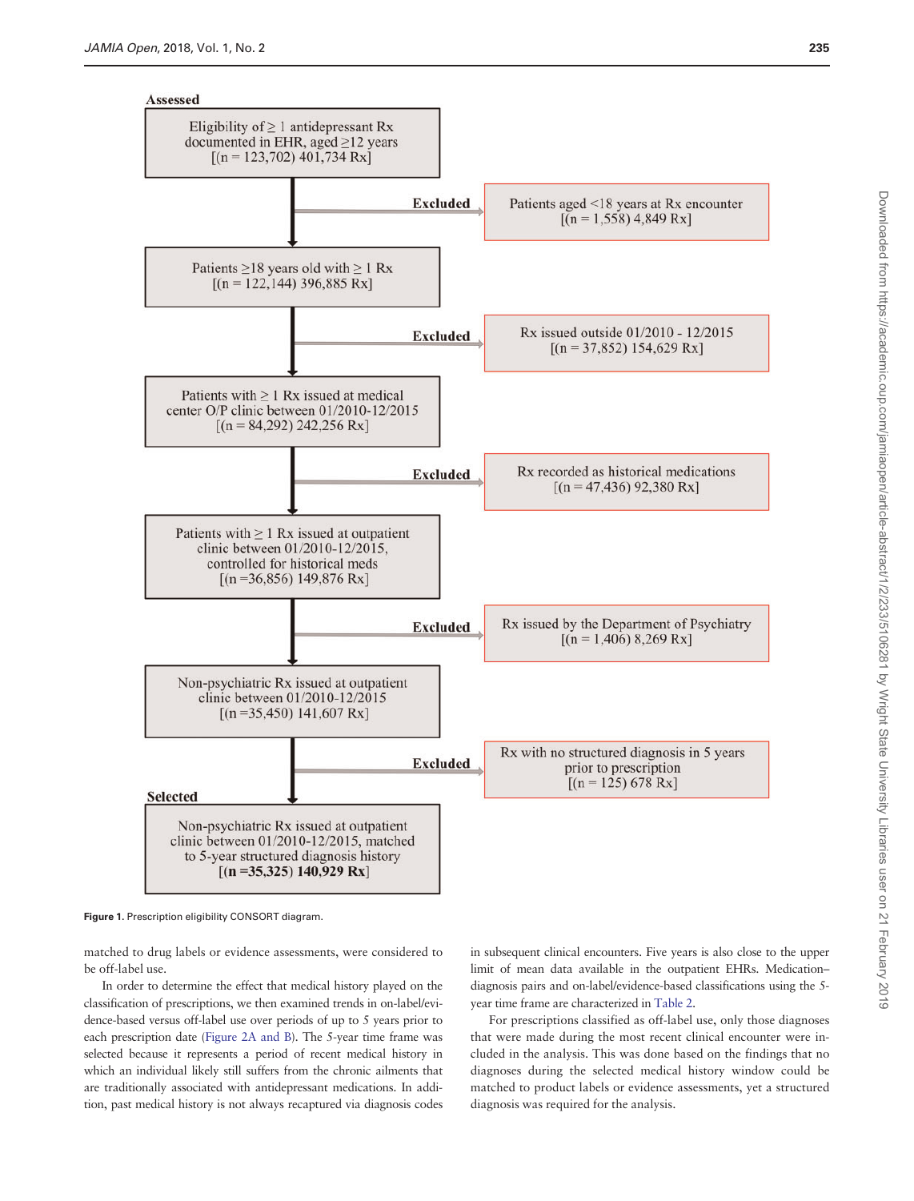**Assessed**

Eligibility of ≥ 1 antidepressant Rx documented in EHR, aged ≥12 years [(n = 123,702) 401,734 Rx]

Excluded: Patients aged <18 years at Rx encounter [(n = 1,558) 4,849 Rx]

Patients ≥18 years old with ≥ 1 Rx [(n = 122,144) 396,885 Rx]

Excluded: Rx issued outside 01/2010 - 12/2015 [(n = 37,852) 154,629 Rx]

Patients with ≥ 1 Rx issued at medical center O/P clinic between 01/2010-12/2015 [(n = 84,292) 242,256 Rx]

Excluded: Rx recorded as historical medications [(n = 47,436) 92,380 Rx]

Patients with ≥ 1 Rx issued at outpatient clinic between 01/2010-12/2015, controlled for historical meds [(n =36,856) 149,876 Rx]

Excluded: Rx issued by the Department of Psychiatry [(n = 1,406) 8,269 Rx]

Non-psychiatric Rx issued at outpatient clinic between 01/2010-12/2015 [(n =35,450) 141,607 Rx]

Excluded: Rx with no structured diagnosis in 5 years prior to prescription [(n = 125) 678 Rx]

**Selected**

Non-psychiatric Rx issued at outpatient clinic between 01/2010-12/2015, matched to 5-year structured diagnosis history **[(n =35,325) 140,929 Rx]**

**Figure 1.** Prescription eligibility CONSORT diagram.

matched to drug labels or evidence assessments, were considered to be off-label use.

In order to determine the effect that medical history played on the classification of prescriptions, we then examined trends in on-label/evidence-based versus off-label use over periods of up to 5 years prior to each prescription date (Figure 2A and B). The 5-year time frame was selected because it represents a period of recent medical history in which an individual likely still suffers from the chronic ailments that are traditionally associated with antidepressant medications. In addition, past medical history is not always recaptured via diagnosis codes in subsequent clinical encounters. Five years is also close to the upper limit of mean data available in the outpatient EHRs. Medication–diagnosis pairs and on-label/evidence-based classifications using the 5-year time frame are characterized in Table 2.

For prescriptions classified as off-label use, only those diagnoses that were made during the most recent clinical encounter were included in the analysis. This was done based on the findings that no diagnoses during the selected medical history window could be matched to product labels or evidence assessments, yet a structured diagnosis was required for the analysis.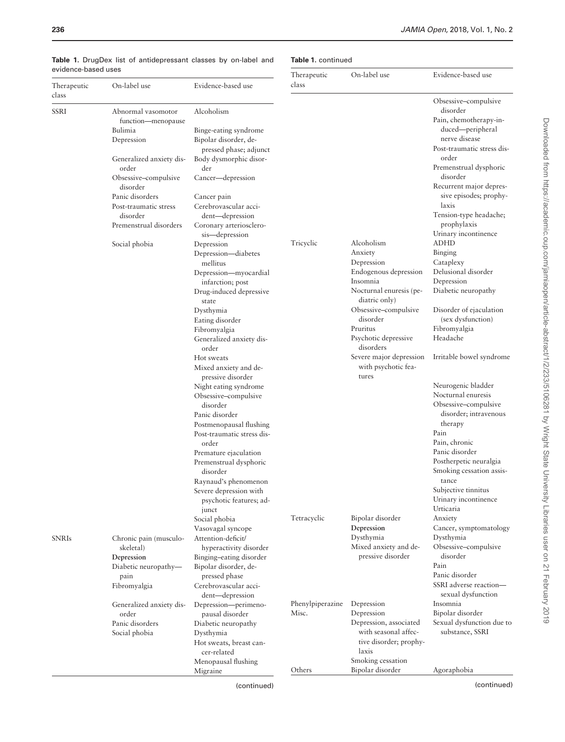**Table 1.** DrugDex list of antidepressant classes by on-label and evidence-based uses

| Therapeutic class | On-label use | Evidence-based use |
|---|---|---|
| SSRI | Abnormal vasomotor function—menopause | Alcoholism |
| | Bulimia | Binge-eating syndrome |
| | Depression | Bipolar disorder, depressed phase; adjunct |
| | Generalized anxiety disorder | Body dysmorphic disorder |
| | Obsessive–compulsive disorder | Cancer—depression |
| | Panic disorders | Cancer pain |
| | Post-traumatic stress disorder | Cerebrovascular accident—depression |
| | Premenstrual disorders | Coronary arteriosclerosis—depression |
| | Social phobia | Depression |
| | | Depression—diabetes mellitus |
| | | Depression—myocardial infarction; post |
| | | Drug-induced depressive state |
| | | Dysthymia |
| | | Eating disorder |
| | | Fibromyalgia |
| | | Generalized anxiety disorder |
| | | Hot sweats |
| | | Mixed anxiety and depressive disorder |
| | | Night eating syndrome |
| | | Obsessive–compulsive disorder |
| | | Panic disorder |
| | | Postmenopausal flushing |
| | | Post-traumatic stress disorder |
| | | Premature ejaculation |
| | | Premenstrual dysphoric disorder |
| | | Raynaud's phenomenon |
| | | Severe depression with psychotic features; adjunct |
| | | Social phobia |
| | | Vasovagal syncope |
| SNRIs | Chronic pain (musculoskeletal) | Attention-deficit/hyperactivity disorder |
| | **Depression** | Binging–eating disorder |
| | Diabetic neuropathy—pain | Bipolar disorder, depressed phase |
| | Fibromyalgia | Cerebrovascular accident—depression |
| | Generalized anxiety disorder | Depression—perimenopausal disorder |
| | Panic disorders | Diabetic neuropathy |
| | Social phobia | Dysthymia |
| | | Hot sweats, breast cancer-related |
| | | Menopausal flushing |
| | | Migraine |
| | | Obsessive–compulsive disorder |
| | | Pain, chemotherapy-induced—peripheral nerve disease |
| | | Post-traumatic stress disorder |
| | | Premenstrual dysphoric disorder |
| | | Recurrent major depressive episodes; prophylaxis |
| | | Tension-type headache; prophylaxis |
| | | Urinary incontinence |
| Tricyclic | Alcoholism | ADHD |
| | Anxiety | Binging |
| | Depression | Cataplexy |
| | Endogenous depression | Delusional disorder |
| | Insomnia | Depression |
| | Nocturnal enuresis (pediatric only) | Diabetic neuropathy |
| | Obsessive–compulsive disorder | Disorder of ejaculation (sex dysfunction) |
| | Pruritus | Fibromyalgia |
| | Psychotic depressive disorders | Headache |
| | Severe major depression with psychotic features | Irritable bowel syndrome |
| | | Neurogenic bladder |
| | | Nocturnal enuresis |
| | | Obsessive–compulsive disorder; intravenous therapy |
| | | Pain |
| | | Pain, chronic |
| | | Panic disorder |
| | | Postherpetic neuralgia |
| | | Smoking cessation assistance |
| | | Subjective tinnitus |
| | | Urinary incontinence |
| | | Urticaria |
| Tetracyclic | Bipolar disorder | Anxiety |
| | **Depression** | Cancer, symptomatology |
| | Dysthymia | Dysthymia |
| | Mixed anxiety and depressive disorder | Obsessive–compulsive disorder |
| | | Pain |
| | | Panic disorder |
| | | SSRI adverse reaction—sexual dysfunction |
| Phenylpiperazine | Depression | Insomnia |
| Misc. | Depression | Bipolar disorder |
| | Depression, associated with seasonal affective disorder; prophylaxis | Sexual dysfunction due to substance, SSRI |
| | Smoking cessation | |
| Others | Bipolar disorder | Agoraphobia |

(continued)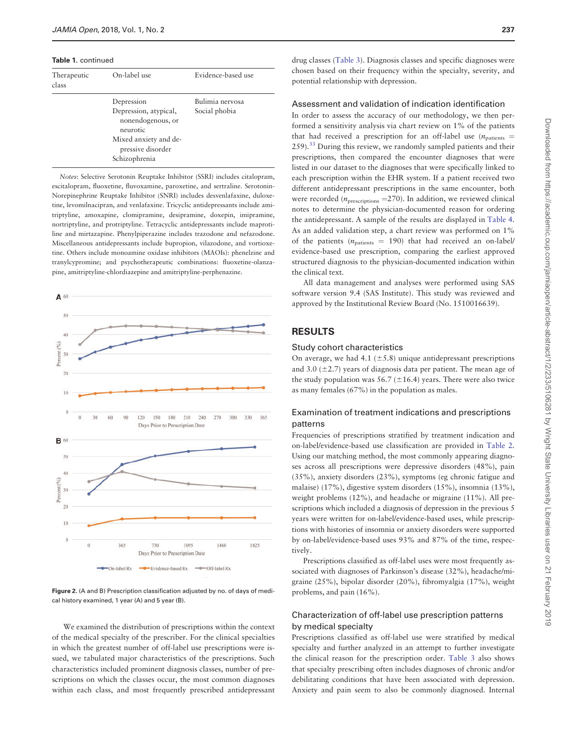**Table 1.** continued

| Therapeutic class | On-label use | Evidence-based use |
|---|---|---|
| | Depression<br>Depression, atypical, nonendogenous, or neurotic<br>Mixed anxiety and depressive disorder<br>Schizophrenia | Bulimia nervosa<br>Social phobia |

*Notes*: Selective Serotonin Reuptake Inhibitor (SSRI) includes citalopram, escitalopram, fluoxetine, fluvoxamine, paroxetine, and sertraline. Serotonin-Norepinephrine Reuptake Inhibitor (SNRI) includes desvenlafaxine, duloxetine, levomilnacipran, and venlafaxine. Tricyclic antidepressants include amitriptyline, amoxapine, clomipramine, desipramine, doxepin, imipramine, nortriptyline, and protriptyline. Tetracyclic antidepressants include maprotiline and mirtazapine. Phenylpiperazine includes trazodone and nefazodone. Miscellaneous antidepressants include bupropion, vilazodone, and vortioxetine. Others include monoamine oxidase inhibitors (MAOIs): phenelzine and tranylcypromine; and psychotherapeutic combinations: fluoxetine-olanzapine, amitriptyline-chlordiazepine and amitriptyline-perphenazine.

**Figure 2.** (A and B) Prescription classification adjusted by no. of days of medical history examined, 1 year (A) and 5 year (B).

We examined the distribution of prescriptions within the context of the medical specialty of the prescriber. For the clinical specialties in which the greatest number of off-label use prescriptions were issued, we tabulated major characteristics of the prescriptions. Such characteristics included prominent diagnosis classes, number of prescriptions on which the classes occur, the most common diagnoses within each class, and most frequently prescribed antidepressant drug classes (Table 3). Diagnosis classes and specific diagnoses were chosen based on their frequency within the specialty, severity, and potential relationship with depression.

### Assessment and validation of indication identification

In order to assess the accuracy of our methodology, we then performed a sensitivity analysis via chart review on 1% of the patients that had received a prescription for an off-label use ($n_{\text{patients}}$ = 259).[33] During this review, we randomly sampled patients and their prescriptions, then compared the encounter diagnoses that were listed in our dataset to the diagnoses that were specifically linked to each prescription within the EHR system. If a patient received two different antidepressant prescriptions in the same encounter, both were recorded ($n_{\text{prescriptions}}$ =270). In addition, we reviewed clinical notes to determine the physician-documented reason for ordering the antidepressant. A sample of the results are displayed in Table 4. As an added validation step, a chart review was performed on 1% of the patients ($n_{\text{patients}}$ = 190) that had received an on-label/evidence-based use prescription, comparing the earliest approved structured diagnosis to the physician-documented indication within the clinical text.

All data management and analyses were performed using SAS software version 9.4 (SAS Institute). This study was reviewed and approved by the Institutional Review Board (No. 1510016639).

## RESULTS

### Study cohort characteristics

On average, we had 4.1 (±5.8) unique antidepressant prescriptions and 3.0 (±2.7) years of diagnosis data per patient. The mean age of the study population was 56.7 (±16.4) years. There were also twice as many females (67%) in the population as males.

### Examination of treatment indications and prescriptions patterns

Frequencies of prescriptions stratified by treatment indication and on-label/evidence-based use classification are provided in Table 2. Using our matching method, the most commonly appearing diagnoses across all prescriptions were depressive disorders (48%), pain (35%), anxiety disorders (23%), symptoms (eg chronic fatigue and malaise) (17%), digestive system disorders (15%), insomnia (13%), weight problems (12%), and headache or migraine (11%). All prescriptions which included a diagnosis of depression in the previous 5 years were written for on-label/evidence-based uses, while prescriptions with histories of insomnia or anxiety disorders were supported by on-label/evidence-based uses 93% and 87% of the time, respectively.

Prescriptions classified as off-label uses were most frequently associated with diagnoses of Parkinson's disease (32%), headache/migraine (25%), bipolar disorder (20%), fibromyalgia (17%), weight problems, and pain (16%).

### Characterization of off-label use prescription patterns by medical specialty

Prescriptions classified as off-label use were stratified by medical specialty and further analyzed in an attempt to further investigate the clinical reason for the prescription order. Table 3 also shows that specialty prescribing often includes diagnoses of chronic and/or debilitating conditions that have been associated with depression. Anxiety and pain seem to also be commonly diagnosed. Internal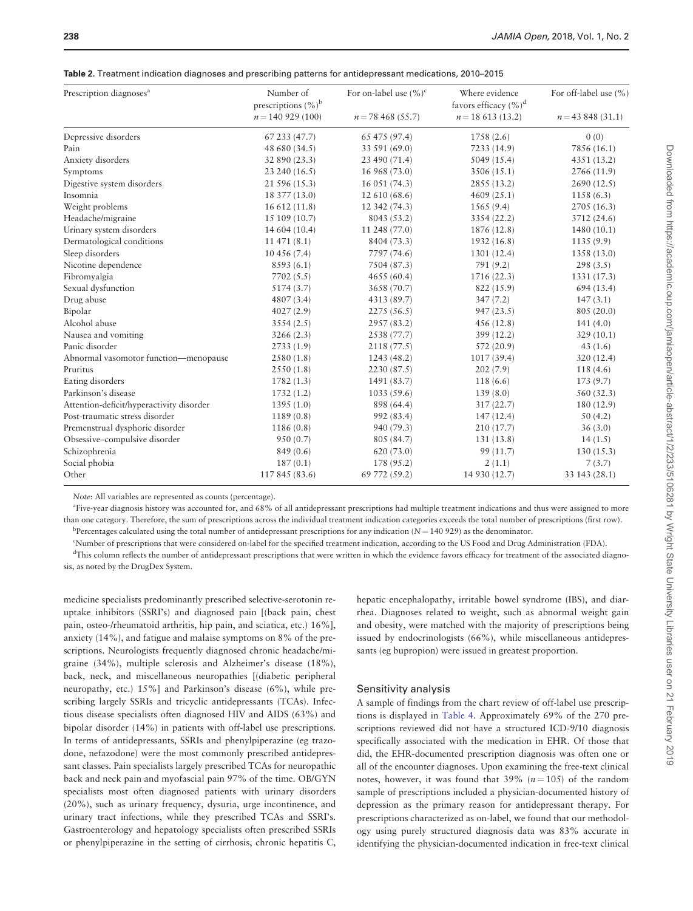**Table 2.** Treatment indication diagnoses and prescribing patterns for antidepressant medications, 2010–2015

| Prescription diagnoses[a] | Number of prescriptions (%)[b] | For on-label use (%)[c] | Where evidence favors efficacy (%)[d] | For off-label use (%) |
|---|---|---|---|---|
| | n = 140 929 (100) | n = 78 468 (55.7) | n = 18 613 (13.2) | n = 43 848 (31.1) |
| Depressive disorders | 67 233 (47.7) | 65 475 (97.4) | 1758 (2.6) | 0 (0) |
| Pain | 48 680 (34.5) | 33 591 (69.0) | 7233 (14.9) | 7856 (16.1) |
| Anxiety disorders | 32 890 (23.3) | 23 490 (71.4) | 5049 (15.4) | 4351 (13.2) |
| Symptoms | 23 240 (16.5) | 16 968 (73.0) | 3506 (15.1) | 2766 (11.9) |
| Digestive system disorders | 21 596 (15.3) | 16 051 (74.3) | 2855 (13.2) | 2690 (12.5) |
| Insomnia | 18 377 (13.0) | 12 610 (68.6) | 4609 (25.1) | 1158 (6.3) |
| Weight problems | 16 612 (11.8) | 12 342 (74.3) | 1565 (9.4) | 2705 (16.3) |
| Headache/migraine | 15 109 (10.7) | 8043 (53.2) | 3354 (22.2) | 3712 (24.6) |
| Urinary system disorders | 14 604 (10.4) | 11 248 (77.0) | 1876 (12.8) | 1480 (10.1) |
| Dermatological conditions | 11 471 (8.1) | 8404 (73.3) | 1932 (16.8) | 1135 (9.9) |
| Sleep disorders | 10 456 (7.4) | 7797 (74.6) | 1301 (12.4) | 1358 (13.0) |
| Nicotine dependence | 8593 (6.1) | 7504 (87.3) | 791 (9.2) | 298 (3.5) |
| Fibromyalgia | 7702 (5.5) | 4655 (60.4) | 1716 (22.3) | 1331 (17.3) |
| Sexual dysfunction | 5174 (3.7) | 3658 (70.7) | 822 (15.9) | 694 (13.4) |
| Drug abuse | 4807 (3.4) | 4313 (89.7) | 347 (7.2) | 147 (3.1) |
| Bipolar | 4027 (2.9) | 2275 (56.5) | 947 (23.5) | 805 (20.0) |
| Alcohol abuse | 3554 (2.5) | 2957 (83.2) | 456 (12.8) | 141 (4.0) |
| Nausea and vomiting | 3266 (2.3) | 2538 (77.7) | 399 (12.2) | 329 (10.1) |
| Panic disorder | 2733 (1.9) | 2118 (77.5) | 572 (20.9) | 43 (1.6) |
| Abnormal vasomotor function—menopause | 2580 (1.8) | 1243 (48.2) | 1017 (39.4) | 320 (12.4) |
| Pruritus | 2550 (1.8) | 2230 (87.5) | 202 (7.9) | 118 (4.6) |
| Eating disorders | 1782 (1.3) | 1491 (83.7) | 118 (6.6) | 173 (9.7) |
| Parkinson's disease | 1732 (1.2) | 1033 (59.6) | 139 (8.0) | 560 (32.3) |
| Attention-deficit/hyperactivity disorder | 1395 (1.0) | 898 (64.4) | 317 (22.7) | 180 (12.9) |
| Post-traumatic stress disorder | 1189 (0.8) | 992 (83.4) | 147 (12.4) | 50 (4.2) |
| Premenstrual dysphoric disorder | 1186 (0.8) | 940 (79.3) | 210 (17.7) | 36 (3.0) |
| Obsessive–compulsive disorder | 950 (0.7) | 805 (84.7) | 131 (13.8) | 14 (1.5) |
| Schizophrenia | 849 (0.6) | 620 (73.0) | 99 (11.7) | 130 (15.3) |
| Social phobia | 187 (0.1) | 178 (95.2) | 2 (1.1) | 7 (3.7) |
| Other | 117 845 (83.6) | 69 772 (59.2) | 14 930 (12.7) | 33 143 (28.1) |

*Note*: All variables are represented as counts (percentage).

[a]Five-year diagnosis history was accounted for, and 68% of all antidepressant prescriptions had multiple treatment indications and thus were assigned to more than one category. Therefore, the sum of prescriptions across the individual treatment indication categories exceeds the total number of prescriptions (first row).

[b]Percentages calculated using the total number of antidepressant prescriptions for any indication (N = 140 929) as the denominator.

[c]Number of prescriptions that were considered on-label for the specified treatment indication, according to the US Food and Drug Administration (FDA).

[d]This column reflects the number of antidepressant prescriptions that were written in which the evidence favors efficacy for treatment of the associated diagnosis, as noted by the DrugDex System.

medicine specialists predominantly prescribed selective-serotonin reuptake inhibitors (SSRI's) and diagnosed pain [(back pain, chest pain, osteo-/rheumatoid arthritis, hip pain, and sciatica, etc.) 16%], anxiety (14%), and fatigue and malaise symptoms on 8% of the prescriptions. Neurologists frequently diagnosed chronic headache/migraine (34%), multiple sclerosis and Alzheimer's disease (18%), back, neck, and miscellaneous neuropathies [(diabetic peripheral neuropathy, etc.) 15%] and Parkinson's disease (6%), while prescribing largely SSRIs and tricyclic antidepressants (TCAs). Infectious disease specialists often diagnosed HIV and AIDS (63%) and bipolar disorder (14%) in patients with off-label use prescriptions. In terms of antidepressants, SSRIs and phenylpiperazine (eg trazodone, nefazodone) were the most commonly prescribed antidepressant classes. Pain specialists largely prescribed TCAs for neuropathic back and neck pain and myofascial pain 97% of the time. OB/GYN specialists most often diagnosed patients with urinary disorders (20%), such as urinary frequency, dysuria, urge incontinence, and urinary tract infections, while they prescribed TCAs and SSRI's. Gastroenterology and hepatology specialists often prescribed SSRIs or phenylpiperazine in the setting of cirrhosis, chronic hepatitis C, hepatic encephalopathy, irritable bowel syndrome (IBS), and diarrhea. Diagnoses related to weight, such as abnormal weight gain and obesity, were matched with the majority of prescriptions being issued by endocrinologists (66%), while miscellaneous antidepressants (eg bupropion) were issued in greatest proportion.

### Sensitivity analysis

A sample of findings from the chart review of off-label use prescriptions is displayed in Table 4. Approximately 69% of the 270 prescriptions reviewed did not have a structured ICD-9/10 diagnosis specifically associated with the medication in EHR. Of those that did, the EHR-documented prescription diagnosis was often one or all of the encounter diagnoses. Upon examining the free-text clinical notes, however, it was found that 39% ($n = 105$) of the random sample of prescriptions included a physician-documented history of depression as the primary reason for antidepressant therapy. For prescriptions characterized as on-label, we found that our methodology using purely structured diagnosis data was 83% accurate in identifying the physician-documented indication in free-text clinical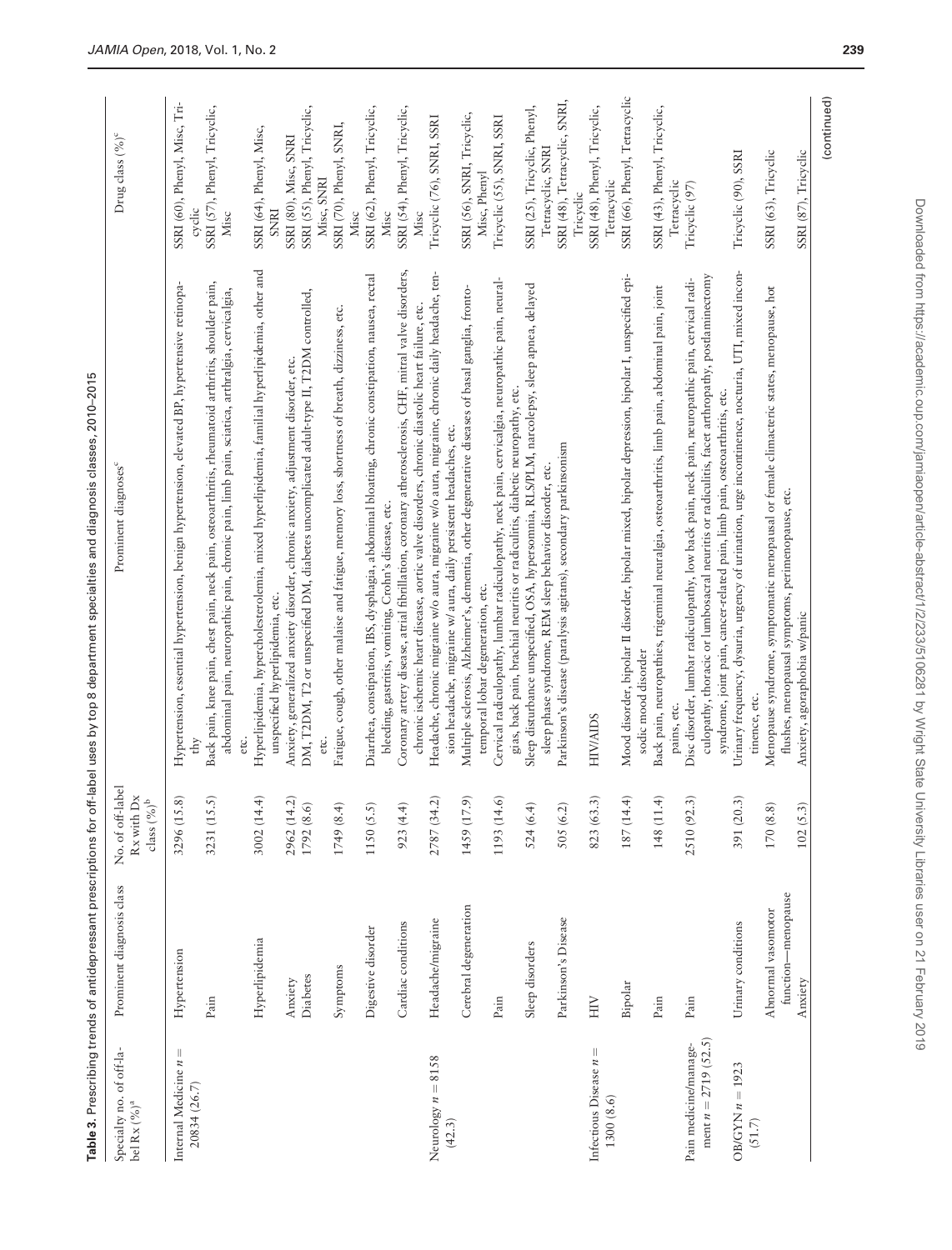**Table 3.** Prescribing trends of antidepressant prescriptions for off-label uses by top 8 department specialties and diagnosis classes, 2010–2015

| Specialty no. of off-label Rx (%)[a] | Prominent diagnosis class | No. of off-label Rx with Dx class (%)[b] | Prominent diagnoses[c] | Drug class (%)[c] |
|---|---|---|---|---|
| Internal Medicine n = 20834 (26.7) | Hypertension | 3296 (15.8) | Hypertension, essential hypertension, benign hypertension, elevated BP, hypertensive retinopathy | SSRI (60), Phenyl, Misc, Tricyclic |
| | Pain | 3231 (15.5) | Back pain, knee pain, chest pain, neck pain, osteoarthritis, rheumatoid arthritis, shoulder pain, abdominal pain, neuropathic pain, chronic pain, limb pain, sciatica, arthralgia, cervicalgia, etc. | SSRI (57), Phenyl, Tricyclic, Misc |
| | Hyperlipidemia | 3002 (14.4) | Hyperlipidemia, hypercholesterolemia, mixed hyperlipidemia, familial hyperlipidemia, other and unspecified hyperlipidemia, etc. | SSRI (64), Phenyl, Misc, SNRI |
| | Anxiety | 2962 (14.2) | Anxiety, generalized anxiety disorder, chronic anxiety, adjustment disorder, etc. | SSRI (80), Misc, SNRI |
| | Diabetes | 1792 (8.6) | DM, T2DM, T2 or unspecified DM, diabetes uncomplicated adult-type II, T2DM controlled, etc. | SSRI (55), Phenyl, Tricyclic, Misc, SNRI |
| | Symptoms | 1749 (8.4) | Fatigue, cough, other malaise and fatigue, memory loss, shortness of breath, dizziness, etc. | SSRI (70), Phenyl, SNRI, Misc |
| | Digestive disorder | 1150 (5.5) | Diarrhea, constipation, IBS, dysphagia, abdominal bloating, chronic constipation, nausea, rectal bleeding, gastritis, vomiting, Crohn's disease, etc. | SSRI (62), Phenyl, Tricyclic, Misc |
| | Cardiac conditions | 923 (4.4) | Coronary artery disease, atrial fibrillation, coronary atherosclerosis, CHF, mitral valve disorders, chronic ischemic heart disease, aortic valve disorders, chronic diastolic heart failure, etc. | SSRI (54), Phenyl, Tricyclic, Misc |
| Neurology n = 8158 (42.3) | Headache/migraine | 2787 (34.2) | Headache, chronic migraine w/o aura, migraine w/o aura, migraine, chronic daily headache, tension headache, migraine w/ aura, daily persistent headaches, etc. | Tricyclic (76), SNRI, SSRI |
| | Cerebral degeneration | 1459 (17.9) | Multiple sclerosis, Alzheimer's, dementia, other degenerative diseases of basal ganglia, frontotemporal lobar degeneration, etc. | SSRI (56), SNRI, Tricyclic, Misc, Phenyl |
| | Pain | 1193 (14.6) | Cervical radiculopathy, lumbar radiculopathy, neck pain, cervicalgia, neuropathic pain, neuralgias, back pain, brachial neuritis or radiculitis, diabetic neuropathy, etc. | Tricyclic (55), SNRI, SSRI |
| | Sleep disorders | 524 (6.4) | Sleep disturbance unspecified, OSA, hypersomnia, RLS/PLM, narcolepsy, sleep apnea, delayed sleep phase syndrome, REM sleep behavior disorder, etc. | SSRI (25), Tricyclic, Phenyl, Tetracyclic, SNRI |
| | Parkinson's Disease | 505 (6.2) | Parkinson's disease (paralysis agitans), secondary parkinsonism | SSRI (48), Tetracyclic, SNRI, Tricyclic |
| Infectious Disease n = 1300 (8.6) | HIV | 823 (63.3) | HIV/AIDS | SSRI (48), Phenyl, Tricyclic, Tetracyclic |
| | Bipolar | 187 (14.4) | Mood disorder, bipolar II disorder, bipolar mixed, bipolar depression, bipolar I, unspecified episodic mood disorder | SSRI (66), Phenyl, Tetracyclic |
| | Pain | 148 (11.4) | Back pain, neuropathies, trigeminal neuralgia, osteoarthritis, limb pain, abdominal pain, joint pains, etc. | SSRI (43), Phenyl, Tricyclic, Tetracyclic |
| Pain medicine/management n = 2719 (52.5) | Pain | 2510 (92.3) | Disc disorder, lumbar radiculopathy, low back pain, neck pain, neuropathic pain, cervical radiculopathy, thoracic or lumbosacral neuritis or radiculitis, facet arthropathy, postlaminectomy syndrome, joint pain, cancer-related pain, limb pain, osteoarthritis, etc. | Tricyclic (97) |
| OB/GYN n = 1923 (51.7) | Urinary conditions | 391 (20.3) | Urinary frequency, dysuria, urgency of urination, urge incontinence, nocturia, UTI, mixed incontinence, etc. | Tricyclic (90), SSRI |
| | Abnormal vasomotor function—menopause | 170 (8.8) | Menopause syndrome, symptomatic menopausal or female climacteric states, menopause, hot flushes, menopausal symptoms, perimenopause, etc. | SSRI (63), Tricyclic |
| | Anxiety | 102 (5.3) | Anxiety, agoraphobia w/panic | SSRI (87), Tricyclic |

(continued)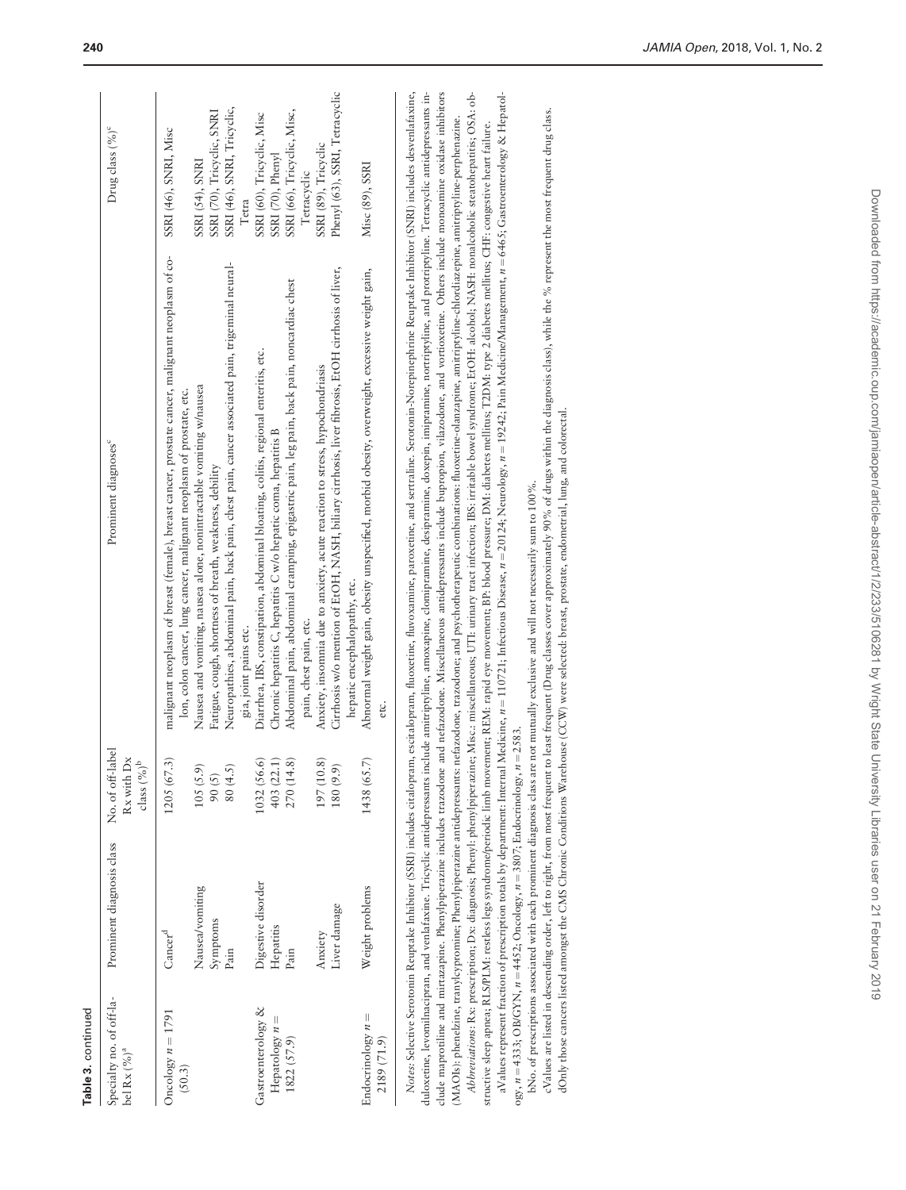**Table 3.** continued

| Specialty no. of off-label Rx (%)[a] | Prominent diagnosis class | No. of off-label Rx with Dx class (%)[b] | Prominent diagnoses[c] | Drug class (%)[c] |
|---|---|---|---|---|
| Oncology $n = 1791$ (50.3) | Cancer[d] | 1205 (67.3) | malignant neoplasm of breast (female), breast cancer, prostate cancer, malignant neoplasm of colon, colon cancer, lung cancer, malignant neoplasm of prostate, etc. | SSRI (46), SNRI, Misc |
| | Nausea/vomiting | 105 (5.9) | Nausea and vomiting, nausea alone, nonintractable vomiting w/nausea | SSRI (54), SNRI |
| | Symptoms | 90 (5) | Fatigue, cough, shortness of breath, weakness, debility | SSRI (70), Tricyclic, SNRI |
| | Pain | 80 (4.5) | Neuropathies, abdominal pain, back pain, chest pain, cancer associated pain, trigeminal neuralgia, joint pains etc. | SSRI (46), SNRI, Tricyclic, Tetra |
| Gastroenterology & Hepatology $n =$ 1822 (57.9) | Digestive disorder | 1032 (56.6) | Diarrhea, IBS, constipation, abdominal bloating, colitis, regional enteritis, etc. | SSRI (60), Tricyclic, Misc |
| | Hepatitis | 403 (22.1) | Chronic hepatitis C, hepatitis C w/o hepatic coma, hepatitis B | SSRI (70), Phenyl |
| | Pain | 270 (14.8) | Abdominal pain, abdominal cramping, epigastric pain, leg pain, back pain, noncardiac chest pain, chest pain, etc. | SSRI (66), Tricyclic, Misc, Tetracyclic |
| | Anxiety | 197 (10.8) | Anxiety, insomnia due to anxiety, acute reaction to stress, hypochondriasis | SSRI (89), Tricyclic |
| | Liver damage | 180 (9.9) | Cirrhosis w/o mention of EtOH, NASH, biliary cirrhosis, liver fibrosis, EtOH cirrhosis of liver, hepatic encephalopathy, etc. | Phenyl (63), SSRI, Tetracyclic |
| Endocrinology $n =$ 2189 (71.9) | Weight problems | 1438 (65.7) | Abnormal weight gain, obesity unspecified, morbid obesity, overweight, excessive weight gain, etc. | Misc (89), SSRI |

*Notes*: Selective Serotonin Reuptake Inhibitor (SSRI) includes citalopram, escitalopram, fluoxetine, fluvoxamine, paroxetine, and sertraline. Serotonin-Norepinephrine Reuptake Inhibitor (SNRI) includes desvenlafaxine, duloxetine, levomilnacipran, and venlafaxine. Tricyclic antidepressants include amitriptyline, amoxapine, clomipramine, desipramine, doxepin, imipramine, nortriptyline, and protriptyline. Tetracyclic antidepressants include maprotiline and mirtazapine. Phenylpiperazine includes trazodone and nefazodone. Miscellaneous antidepressants include bupropion, vilazodone, and vortioxetine. Others include monoamine oxidase inhibitors (MAOIs): phenelzine, tranylcypromine; Phenylpiperazine antidepressants: nefazodone, trazodone; and psychotherapeutic combinations: fluoxetine-olanzapine, amitriptyline-chlordiazepine, amitriptyline-perphenazine.

*Abbreviations*: Rx: prescription; Dx: diagnosis; Phenyl: phenylpiperazine; Misc.: miscellaneous; UTI: urinary tract infection; IBS: irritable bowel syndrome; EtOH: alcohol; NASH: nonalcoholic steatohepatitis; OSA: obstructive sleep apnea; RLS/PLM: restless legs syndrome/periodic limb movement; REM: rapid eye movement; BP: blood pressure; DM: diabetes mellitus; T2DM: type 2 diabetes mellitus; CHF: congestive heart failure.

[a]Values represent fraction of prescription totals by department: Internal Medicine, $n = 110721$; Infectious Disease, $n = 20124$; Neurology, $n = 19242$; Pain Medicine/Management, $n = 6465$; Gastroenterology & Hepatology, $n = 4333$; OB/GYN, $n = 4452$; Oncology, $n = 3807$; Endocrinology, $n = 2583$.

[b]No. of prescriptions associated with each prominent diagnosis class are not mutually exclusive and will not necessarily sum to 100%.

[c]Values are listed in descending order, left to right, from most frequent to least frequent (Drug classes cover approximately 90% of drugs within the diagnosis class), while the % represent the most frequent drug class.

[d]Only those cancers listed amongst the CMS Chronic Conditions Warehouse (CCW) were selected: breast, prostate, endometrial, lung, and colorectal.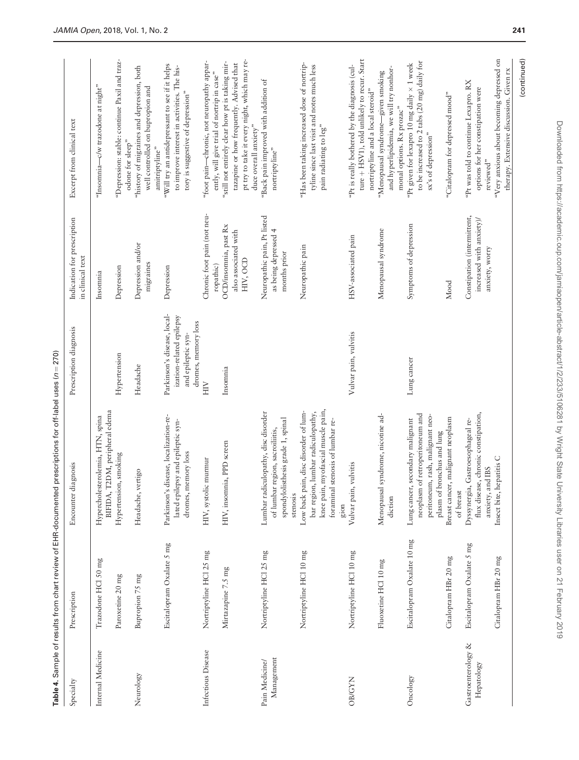**Table 4.** Sample of results from chart review of EHR-documented prescriptions for off-label uses ($n = 270$)

| Specialty | Prescription | Encounter diagnosis | Prescription diagnosis | Indication for prescription in clinical text | Excerpt from clinical text |
| --- | --- | --- | --- | --- | --- |
| Internal Medicine | Trazodone HCl 50 mg | Hypercholesterolemia, HTN, spina BIFIDA, T2DM, peripheral edema | | Insomnia | "Insomnia—c/w trazodone at night" |
| | Paroxetine 20 mg | Hypertension, smoking | Hypertension | Depression | "Depression: stable: continue Paxil and trazodone for sleep" |
| Neurology | Bupropion 75 mg | Headache, vertigo | Headache | Depression and/or migraines | "history of migraines and depression, both well controlled on bupropion and amitriptyline" |
| | Escitalopram Oxalate 5 mg | Parkinson's disease, localization-related epilepsy and epileptic syndromes, memory loss | Parkinson's disease, localization-related epilepsy and epileptic syndromes, memory loss | Depression | "Will try an antidepressant to see if it helps to improve interest in activities. The history is suggestive of depression" |
| Infectious Disease | Nortriptyline HCl 25 mg | HIV, systolic murmur | HIV | Chronic foot pain (not neuropathic) | "foot pain—chronic, not neuropathy apparently, will give trial of nortrip in case" |
| | Mirtazapine 7.5 mg | HIV, insomnia, PPD screen | Insomnia | OCD/insomnia, past Rx also associated with HIV, OCD | "still not entirely clear how pt is taking mirtazapine or how frequently. Advised that pt try to take it every night, which may reduce overall anxiety" |
| Pain Medicine/ Management | Nortriptyline HCl 25 mg | Lumbar radiculopathy, disc disorder of lumbar region, sacroiliitis, spondylolisthesis grade 1, spinal stenosis | | Neuropathic pain, Pt listed as being depressed 4 months prior | "Back pain improved with addition of nortriptyline" |
| | Nortriptyline HCl 10 mg | Low back pain, disc disorder of lumbar region, lumbar radiculopathy, knee pain, myofascial muscle pain, foraminal stenosis of lumbar region | | Neuropathic pain | "Has been taking increased dose of nortriptyline since last visit and notes much less pain radiating to leg" |
| OB/GYN | Nortriptyline HCl 10 mg | Vulvar pain, vulvitis | Vulvar pain, vulvitis | HSV-associated pain | "Pt is really bothered by the diagnosis (culture + HSV1), told unlikely to recur. Start nortriptyline and a local steroid" |
| | Fluoxetine HCl 10 mg | Menopausal syndrome, nicotine addiction | | Menopausal syndrome | "Menopausal syndrome—given smoking and hyperlipidemia, we will try nonhormonal options. Rx prozac" |
| Oncology | Escitalopram Oxalate 10 mg | Lung cancer, secondary malignant neoplasm of retroperitoneum and peritoneum, rash, malignant neoplasm of bronchus and lung | Lung cancer | Symptoms of depression | "Pt given for lexapro 10 mg daily × 1 week to be increased to 2 tabs (20 mg) daily for sx's of depression" |
| | Citalopram HBr 20 mg | Breast cancer, malignant neoplasm of breast | | Mood | "Citalopram for depressed mood" |
| Gastroenterology & Hepatology | Escitalopram Oxalate 5 mg | Dyssynergia, Gastroesophageal reflux disease, chronic constipation, anxiety, and IBS | | Constipation (intermittent, increased with anxiety)/ anxiety, worry | "Pt was told to continue Lexapro. RX options for her constipation were reviewed" |
| | Citalopram HBr 20 mg | Insect bite, hepatitis C | | | "Very anxious about becoming depressed on therapy. Extensive discussion. Given rx |

(continued)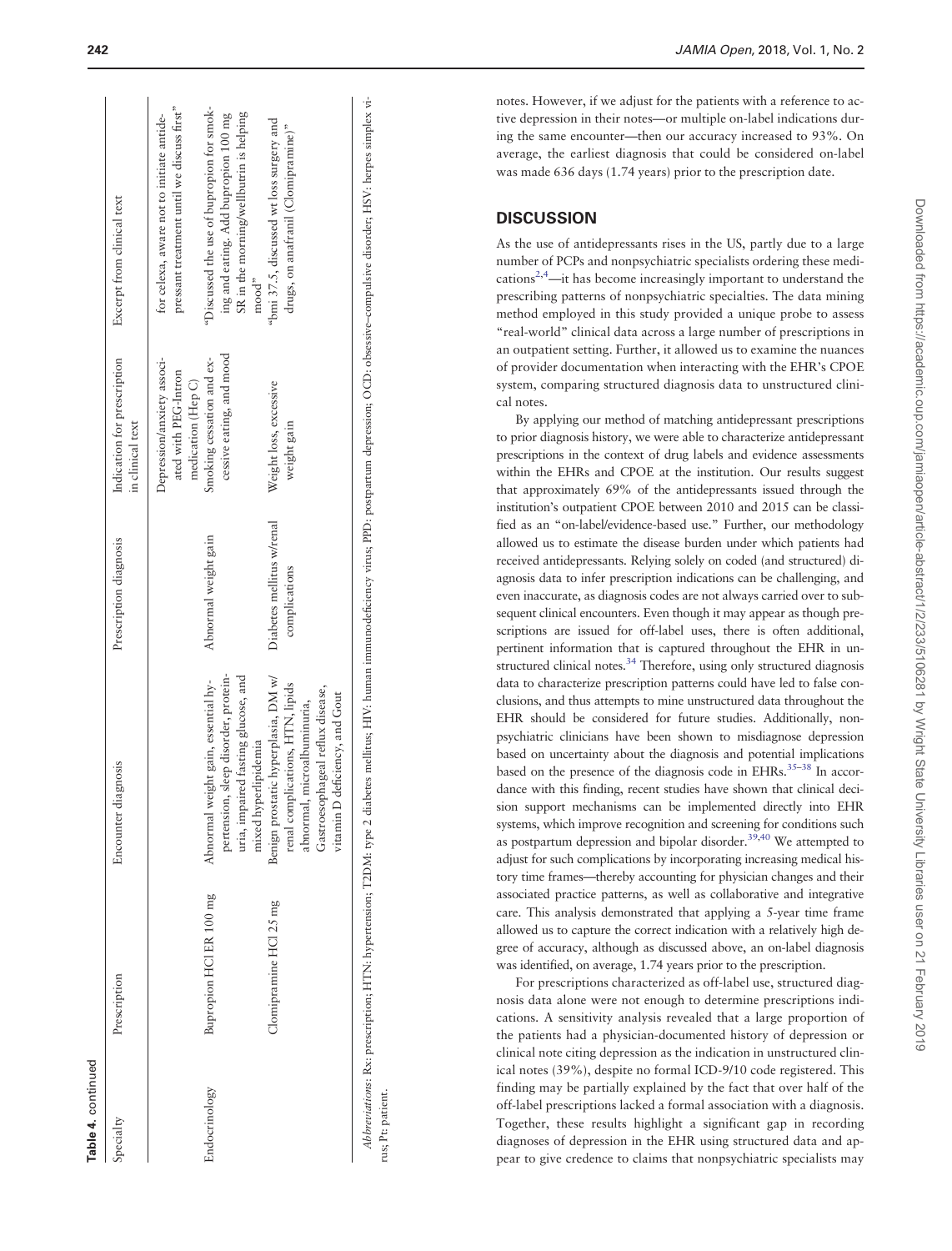**Table 4.** continued

| Specialty | Prescription | Encounter diagnosis | Prescription diagnosis | Indication for prescription in clinical text | Excerpt from clinical text |
|---|---|---|---|---|---|
| | | | | Depression/anxiety associated with PEG-Intron medication (Hep C) | for celexa, aware not to initiate antidepressant treatment until we discuss first" |
| Endocrinology | Bupropion HCl ER 100 mg | Abnormal weight gain, essential hypertension, sleep disorder, proteinuria, impaired fasting glucose, and mixed hyperlipidemia | Abnormal weight gain | Smoking cessation and excessive eating, and mood | "Discussed the use of bupropion for smoking and eating. Add bupropion 100 mg SR in the morning/wellbutrin is helping mood" |
| | Clomipramine HCl 25 mg | Benign prostatic hyperplasia, DM w/ renal complications, HTN, lipids abnormal, microalbuminuria, Gastroesophageal reflux disease, vitamin D deficiency, and Gout | Diabetes mellitus w/renal complications | Weight loss, excessive weight gain | "bmi 37.5, discussed wt loss surgery and drugs, on anafranil (Clomipramine)" |

*Abbreviations*: Rx: prescription; HTN: hypertension; T2DM: type 2 diabetes mellitus; HIV: human immunodeficiency virus; PPD: postpartum depression; OCD: obsessive–compulsive disorder; HSV: herpes simplex virus; Pt: patient.

notes. However, if we adjust for the patients with a reference to active depression in their notes—or multiple on-label indications during the same encounter—then our accuracy increased to 93%. On average, the earliest diagnosis that could be considered on-label was made 636 days (1.74 years) prior to the prescription date.

## DISCUSSION

As the use of antidepressants rises in the US, partly due to a large number of PCPs and nonpsychiatric specialists ordering these medications[2,4]—it has become increasingly important to understand the prescribing patterns of nonpsychiatric specialties. The data mining method employed in this study provided a unique probe to assess "real-world" clinical data across a large number of prescriptions in an outpatient setting. Further, it allowed us to examine the nuances of provider documentation when interacting with the EHR's CPOE system, comparing structured diagnosis data to unstructured clinical notes.

By applying our method of matching antidepressant prescriptions to prior diagnosis history, we were able to characterize antidepressant prescriptions in the context of drug labels and evidence assessments within the EHRs and CPOE at the institution. Our results suggest that approximately 69% of the antidepressants issued through the institution's outpatient CPOE between 2010 and 2015 can be classified as an "on-label/evidence-based use." Further, our methodology allowed us to estimate the disease burden under which patients had received antidepressants. Relying solely on coded (and structured) diagnosis data to infer prescription indications can be challenging, and even inaccurate, as diagnosis codes are not always carried over to subsequent clinical encounters. Even though it may appear as though prescriptions are issued for off-label uses, there is often additional, pertinent information that is captured throughout the EHR in unstructured clinical notes.[34] Therefore, using only structured diagnosis data to characterize prescription patterns could have led to false conclusions, and thus attempts to mine unstructured data throughout the EHR should be considered for future studies. Additionally, nonpsychiatric clinicians have been shown to misdiagnose depression based on uncertainty about the diagnosis and potential implications based on the presence of the diagnosis code in EHRs.[35–38] In accordance with this finding, recent studies have shown that clinical decision support mechanisms can be implemented directly into EHR systems, which improve recognition and screening for conditions such as postpartum depression and bipolar disorder.[39,40] We attempted to adjust for such complications by incorporating increasing medical history time frames—thereby accounting for physician changes and their associated practice patterns, as well as collaborative and integrative care. This analysis demonstrated that applying a 5-year time frame allowed us to capture the correct indication with a relatively high degree of accuracy, although as discussed above, an on-label diagnosis was identified, on average, 1.74 years prior to the prescription.

For prescriptions characterized as off-label use, structured diagnosis data alone were not enough to determine prescriptions indications. A sensitivity analysis revealed that a large proportion of the patients had a physician-documented history of depression or clinical note citing depression as the indication in unstructured clinical notes (39%), despite no formal ICD-9/10 code registered. This finding may be partially explained by the fact that over half of the off-label prescriptions lacked a formal association with a diagnosis. Together, these results highlight a significant gap in recording diagnoses of depression in the EHR using structured data and appear to give credence to claims that nonpsychiatric specialists may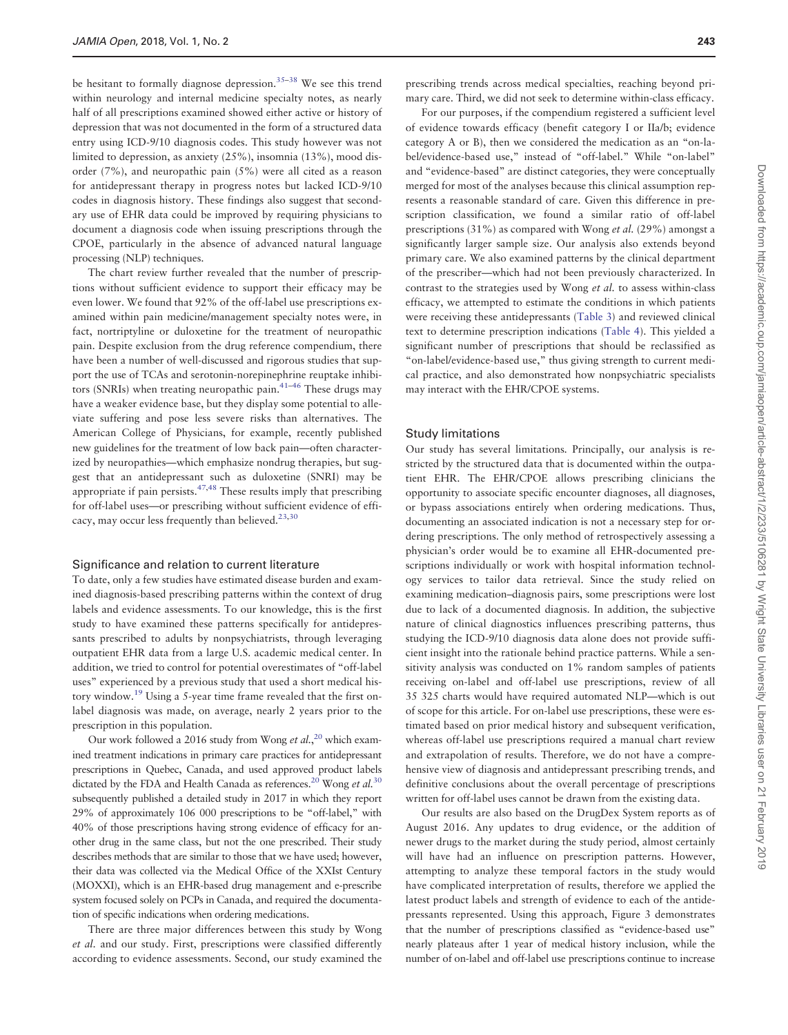be hesitant to formally diagnose depression.[35–38] We see this trend within neurology and internal medicine specialty notes, as nearly half of all prescriptions examined showed either active or history of depression that was not documented in the form of a structured data entry using ICD-9/10 diagnosis codes. This study however was not limited to depression, as anxiety (25%), insomnia (13%), mood disorder (7%), and neuropathic pain (5%) were all cited as a reason for antidepressant therapy in progress notes but lacked ICD-9/10 codes in diagnosis history. These findings also suggest that secondary use of EHR data could be improved by requiring physicians to document a diagnosis code when issuing prescriptions through the CPOE, particularly in the absence of advanced natural language processing (NLP) techniques.

The chart review further revealed that the number of prescriptions without sufficient evidence to support their efficacy may be even lower. We found that 92% of the off-label use prescriptions examined within pain medicine/management specialty notes were, in fact, nortriptyline or duloxetine for the treatment of neuropathic pain. Despite exclusion from the drug reference compendium, there have been a number of well-discussed and rigorous studies that support the use of TCAs and serotonin-norepinephrine reuptake inhibitors (SNRIs) when treating neuropathic pain.[41–46] These drugs may have a weaker evidence base, but they display some potential to alleviate suffering and pose less severe risks than alternatives. The American College of Physicians, for example, recently published new guidelines for the treatment of low back pain—often characterized by neuropathies—which emphasize nondrug therapies, but suggest that an antidepressant such as duloxetine (SNRI) may be appropriate if pain persists.[47,48] These results imply that prescribing for off-label uses—or prescribing without sufficient evidence of efficacy, may occur less frequently than believed.[23,30]

### Significance and relation to current literature

To date, only a few studies have estimated disease burden and examined diagnosis-based prescribing patterns within the context of drug labels and evidence assessments. To our knowledge, this is the first study to have examined these patterns specifically for antidepressants prescribed to adults by nonpsychiatrists, through leveraging outpatient EHR data from a large U.S. academic medical center. In addition, we tried to control for potential overestimates of "off-label uses" experienced by a previous study that used a short medical history window.[19] Using a 5-year time frame revealed that the first on-label diagnosis was made, on average, nearly 2 years prior to the prescription in this population.

Our work followed a 2016 study from Wong *et al.*,[20] which examined treatment indications in primary care practices for antidepressant prescriptions in Quebec, Canada, and used approved product labels dictated by the FDA and Health Canada as references.[20] Wong *et al.*[30] subsequently published a detailed study in 2017 in which they report 29% of approximately 106 000 prescriptions to be "off-label," with 40% of those prescriptions having strong evidence of efficacy for another drug in the same class, but not the one prescribed. Their study describes methods that are similar to those that we have used; however, their data was collected via the Medical Office of the XXIst Century (MOXXI), which is an EHR-based drug management and e-prescribe system focused solely on PCPs in Canada, and required the documentation of specific indications when ordering medications.

There are three major differences between this study by Wong *et al.* and our study. First, prescriptions were classified differently according to evidence assessments. Second, our study examined the prescribing trends across medical specialties, reaching beyond primary care. Third, we did not seek to determine within-class efficacy.

For our purposes, if the compendium registered a sufficient level of evidence towards efficacy (benefit category I or IIa/b; evidence category A or B), then we considered the medication as an "on-label/evidence-based use," instead of "off-label." While "on-label" and "evidence-based" are distinct categories, they were conceptually merged for most of the analyses because this clinical assumption represents a reasonable standard of care. Given this difference in prescription classification, we found a similar ratio of off-label prescriptions (31%) as compared with Wong *et al.* (29%) amongst a significantly larger sample size. Our analysis also extends beyond primary care. We also examined patterns by the clinical department of the prescriber—which had not been previously characterized. In contrast to the strategies used by Wong *et al.* to assess within-class efficacy, we attempted to estimate the conditions in which patients were receiving these antidepressants (Table 3) and reviewed clinical text to determine prescription indications (Table 4). This yielded a significant number of prescriptions that should be reclassified as "on-label/evidence-based use," thus giving strength to current medical practice, and also demonstrated how nonpsychiatric specialists may interact with the EHR/CPOE systems.

### Study limitations

Our study has several limitations. Principally, our analysis is restricted by the structured data that is documented within the outpatient EHR. The EHR/CPOE allows prescribing clinicians the opportunity to associate specific encounter diagnoses, all diagnoses, or bypass associations entirely when ordering medications. Thus, documenting an associated indication is not a necessary step for ordering prescriptions. The only method of retrospectively assessing a physician's order would be to examine all EHR-documented prescriptions individually or work with hospital information technology services to tailor data retrieval. Since the study relied on examining medication–diagnosis pairs, some prescriptions were lost due to lack of a documented diagnosis. In addition, the subjective nature of clinical diagnostics influences prescribing patterns, thus studying the ICD-9/10 diagnosis data alone does not provide sufficient insight into the rationale behind practice patterns. While a sensitivity analysis was conducted on 1% random samples of patients receiving on-label and off-label use prescriptions, review of all 35 325 charts would have required automated NLP—which is out of scope for this article. For on-label use prescriptions, these were estimated based on prior medical history and subsequent verification, whereas off-label use prescriptions required a manual chart review and extrapolation of results. Therefore, we do not have a comprehensive view of diagnosis and antidepressant prescribing trends, and definitive conclusions about the overall percentage of prescriptions written for off-label uses cannot be drawn from the existing data.

Our results are also based on the DrugDex System reports as of August 2016. Any updates to drug evidence, or the addition of newer drugs to the market during the study period, almost certainly will have had an influence on prescription patterns. However, attempting to analyze these temporal factors in the study would have complicated interpretation of results, therefore we applied the latest product labels and strength of evidence to each of the antidepressants represented. Using this approach, Figure 3 demonstrates that the number of prescriptions classified as "evidence-based use" nearly plateaus after 1 year of medical history inclusion, while the number of on-label and off-label use prescriptions continue to increase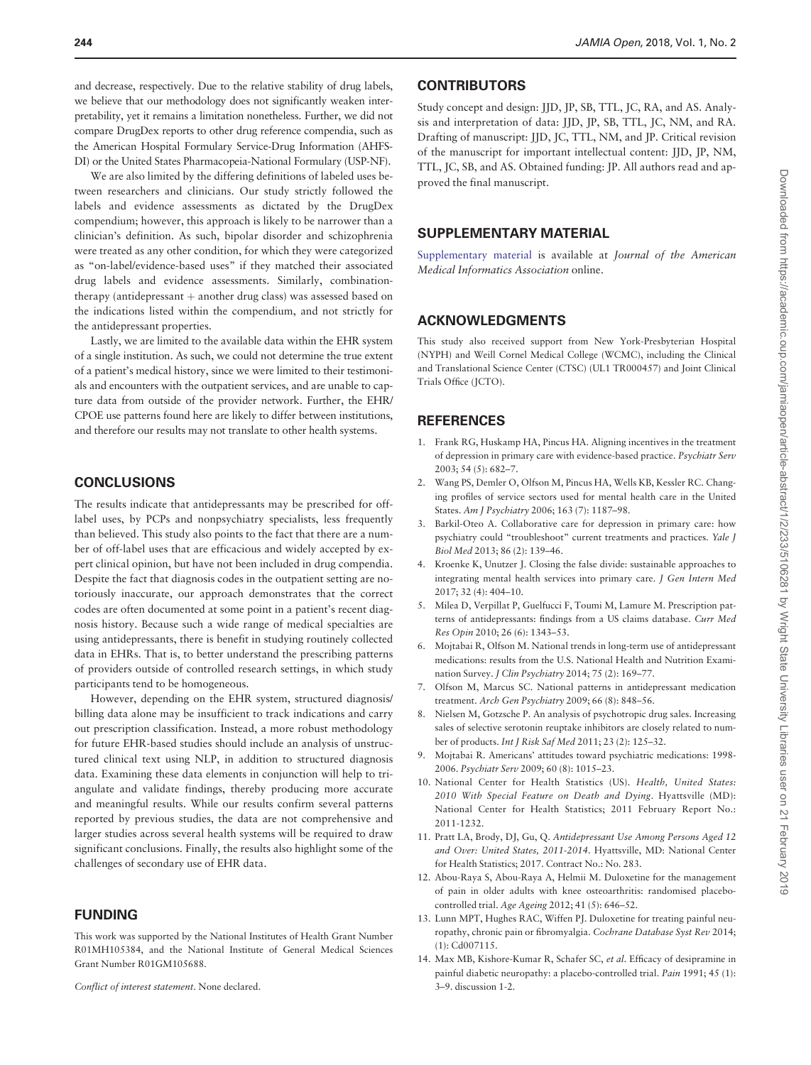and decrease, respectively. Due to the relative stability of drug labels, we believe that our methodology does not significantly weaken interpretability, yet it remains a limitation nonetheless. Further, we did not compare DrugDex reports to other drug reference compendia, such as the American Hospital Formulary Service-Drug Information (AHFS-DI) or the United States Pharmacopeia-National Formulary (USP-NF).

We are also limited by the differing definitions of labeled uses between researchers and clinicians. Our study strictly followed the labels and evidence assessments as dictated by the DrugDex compendium; however, this approach is likely to be narrower than a clinician's definition. As such, bipolar disorder and schizophrenia were treated as any other condition, for which they were categorized as "on-label/evidence-based uses" if they matched their associated drug labels and evidence assessments. Similarly, combination-therapy (antidepressant + another drug class) was assessed based on the indications listed within the compendium, and not strictly for the antidepressant properties.

Lastly, we are limited to the available data within the EHR system of a single institution. As such, we could not determine the true extent of a patient's medical history, since we were limited to their testimonials and encounters with the outpatient services, and are unable to capture data from outside of the provider network. Further, the EHR/CPOE use patterns found here are likely to differ between institutions, and therefore our results may not translate to other health systems.

## CONCLUSIONS

The results indicate that antidepressants may be prescribed for off-label uses, by PCPs and nonpsychiatry specialists, less frequently than believed. This study also points to the fact that there are a number of off-label uses that are efficacious and widely accepted by expert clinical opinion, but have not been included in drug compendia. Despite the fact that diagnosis codes in the outpatient setting are notoriously inaccurate, our approach demonstrates that the correct codes are often documented at some point in a patient's recent diagnosis history. Because such a wide range of medical specialties are using antidepressants, there is benefit in studying routinely collected data in EHRs. That is, to better understand the prescribing patterns of providers outside of controlled research settings, in which study participants tend to be homogeneous.

However, depending on the EHR system, structured diagnosis/billing data alone may be insufficient to track indications and carry out prescription classification. Instead, a more robust methodology for future EHR-based studies should include an analysis of unstructured clinical text using NLP, in addition to structured diagnosis data. Examining these data elements in conjunction will help to triangulate and validate findings, thereby producing more accurate and meaningful results. While our results confirm several patterns reported by previous studies, the data are not comprehensive and larger studies across several health systems will be required to draw significant conclusions. Finally, the results also highlight some of the challenges of secondary use of EHR data.

## FUNDING

This work was supported by the National Institutes of Health Grant Number R01MH105384, and the National Institute of General Medical Sciences Grant Number R01GM105688.

*Conflict of interest statement*. None declared.

## CONTRIBUTORS

Study concept and design: JJD, JP, SB, TTL, JC, RA, and AS. Analysis and interpretation of data: JJD, JP, SB, TTL, JC, NM, and RA. Drafting of manuscript: JJD, JC, TTL, NM, and JP. Critical revision of the manuscript for important intellectual content: JJD, JP, NM, TTL, JC, SB, and AS. Obtained funding: JP. All authors read and approved the final manuscript.

## SUPPLEMENTARY MATERIAL

Supplementary material is available at *Journal of the American Medical Informatics Association* online.

## ACKNOWLEDGMENTS

This study also received support from New York-Presbyterian Hospital (NYPH) and Weill Cornel Medical College (WCMC), including the Clinical and Translational Science Center (CTSC) (UL1 TR000457) and Joint Clinical Trials Office (JCTO).

## REFERENCES

1. Frank RG, Huskamp HA, Pincus HA. Aligning incentives in the treatment of depression in primary care with evidence-based practice. *Psychiatr Serv* 2003; 54 (5): 682–7.
2. Wang PS, Demler O, Olfson M, Pincus HA, Wells KB, Kessler RC. Changing profiles of service sectors used for mental health care in the United States. *Am J Psychiatry* 2006; 163 (7): 1187–98.
3. Barkil-Oteo A. Collaborative care for depression in primary care: how psychiatry could "troubleshoot" current treatments and practices. *Yale J Biol Med* 2013; 86 (2): 139–46.
4. Kroenke K, Unutzer J. Closing the false divide: sustainable approaches to integrating mental health services into primary care. *J Gen Intern Med* 2017; 32 (4): 404–10.
5. Milea D, Verpillat P, Guelfucci F, Toumi M, Lamure M. Prescription patterns of antidepressants: findings from a US claims database. *Curr Med Res Opin* 2010; 26 (6): 1343–53.
6. Mojtabai R, Olfson M. National trends in long-term use of antidepressant medications: results from the U.S. National Health and Nutrition Examination Survey. *J Clin Psychiatry* 2014; 75 (2): 169–77.
7. Olfson M, Marcus SC. National patterns in antidepressant medication treatment. *Arch Gen Psychiatry* 2009; 66 (8): 848–56.
8. Nielsen M, Gotzsche P. An analysis of psychotropic drug sales. Increasing sales of selective serotonin reuptake inhibitors are closely related to number of products. *Int J Risk Saf Med* 2011; 23 (2): 125–32.
9. Mojtabai R. Americans' attitudes toward psychiatric medications: 1998-2006. *Psychiatr Serv* 2009; 60 (8): 1015–23.
10. National Center for Health Statistics (US). *Health, United States: 2010 With Special Feature on Death and Dying*. Hyattsville (MD): National Center for Health Statistics; 2011 February Report No.: 2011-1232.
11. Pratt LA, Brody, DJ, Gu, Q. *Antidepressant Use Among Persons Aged 12 and Over: United States, 2011-2014*. Hyattsville, MD: National Center for Health Statistics; 2017. Contract No.: No. 283.
12. Abou-Raya S, Abou-Raya A, Helmii M. Duloxetine for the management of pain in older adults with knee osteoarthritis: randomised placebo-controlled trial. *Age Ageing* 2012; 41 (5): 646–52.
13. Lunn MPT, Hughes RAC, Wiffen PJ. Duloxetine for treating painful neuropathy, chronic pain or fibromyalgia. *Cochrane Database Syst Rev* 2014; (1): Cd007115.
14. Max MB, Kishore-Kumar R, Schafer SC, *et al*. Efficacy of desipramine in painful diabetic neuropathy: a placebo-controlled trial. *Pain* 1991; 45 (1): 3–9. discussion 1-2.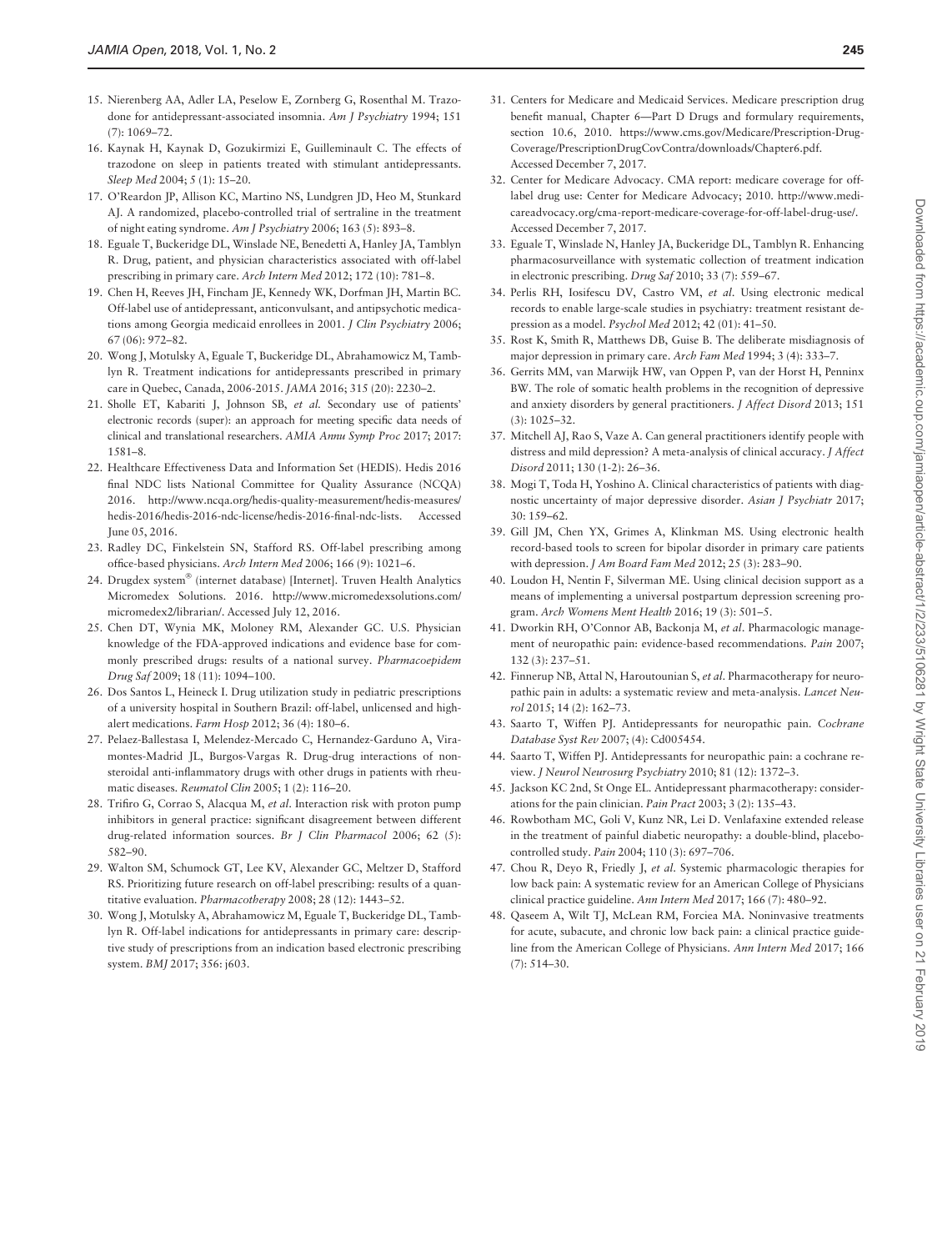15. Nierenberg AA, Adler LA, Peselow E, Zornberg G, Rosenthal M. Trazodone for antidepressant-associated insomnia. *Am J Psychiatry* 1994; 151 (7): 1069–72.
16. Kaynak H, Kaynak D, Gozukirmizi E, Guilleminault C. The effects of trazodone on sleep in patients treated with stimulant antidepressants. *Sleep Med* 2004; 5 (1): 15–20.
17. O'Reardon JP, Allison KC, Martino NS, Lundgren JD, Heo M, Stunkard AJ. A randomized, placebo-controlled trial of sertraline in the treatment of night eating syndrome. *Am J Psychiatry* 2006; 163 (5): 893–8.
18. Eguale T, Buckeridge DL, Winslade NE, Benedetti A, Hanley JA, Tamblyn R. Drug, patient, and physician characteristics associated with off-label prescribing in primary care. *Arch Intern Med* 2012; 172 (10): 781–8.
19. Chen H, Reeves JH, Fincham JE, Kennedy WK, Dorfman JH, Martin BC. Off-label use of antidepressant, anticonvulsant, and antipsychotic medications among Georgia medicaid enrollees in 2001. *J Clin Psychiatry* 2006; 67 (06): 972–82.
20. Wong J, Motulsky A, Eguale T, Buckeridge DL, Abrahamowicz M, Tamblyn R. Treatment indications for antidepressants prescribed in primary care in Quebec, Canada, 2006-2015. *JAMA* 2016; 315 (20): 2230–2.
21. Sholle ET, Kabariti J, Johnson SB, *et al.* Secondary use of patients' electronic records (super): an approach for meeting specific data needs of clinical and translational researchers. *AMIA Annu Symp Proc* 2017; 2017: 1581–8.
22. Healthcare Effectiveness Data and Information Set (HEDIS). Hedis 2016 final NDC lists National Committee for Quality Assurance (NCQA) 2016. http://www.ncqa.org/hedis-quality-measurement/hedis-measures/hedis-2016/hedis-2016-ndc-license/hedis-2016-final-ndc-lists. Accessed June 05, 2016.
23. Radley DC, Finkelstein SN, Stafford RS. Off-label prescribing among office-based physicians. *Arch Intern Med* 2006; 166 (9): 1021–6.
24. Drugdex system® (internet database) [Internet]. Truven Health Analytics Micromedex Solutions. 2016. http://www.micromedexsolutions.com/micromedex2/librarian/. Accessed July 12, 2016.
25. Chen DT, Wynia MK, Moloney RM, Alexander GC. U.S. Physician knowledge of the FDA-approved indications and evidence base for commonly prescribed drugs: results of a national survey. *Pharmacoepidem Drug Saf* 2009; 18 (11): 1094–100.
26. Dos Santos L, Heineck I. Drug utilization study in pediatric prescriptions of a university hospital in Southern Brazil: off-label, unlicensed and high-alert medications. *Farm Hosp* 2012; 36 (4): 180–6.
27. Pelaez-Ballestasa I, Melendez-Mercado C, Hernandez-Garduno A, Viramontes-Madrid JL, Burgos-Vargas R. Drug-drug interactions of nonsteroidal anti-inflammatory drugs with other drugs in patients with rheumatic diseases. *Reumatol Clin* 2005; 1 (2): 116–20.
28. Trifiro G, Corrao S, Alacqua M, *et al.* Interaction risk with proton pump inhibitors in general practice: significant disagreement between different drug-related information sources. *Br J Clin Pharmacol* 2006; 62 (5): 582–90.
29. Walton SM, Schumock GT, Lee KV, Alexander GC, Meltzer D, Stafford RS. Prioritizing future research on off-label prescribing: results of a quantitative evaluation. *Pharmacotherapy* 2008; 28 (12): 1443–52.
30. Wong J, Motulsky A, Abrahamowicz M, Eguale T, Buckeridge DL, Tamblyn R. Off-label indications for antidepressants in primary care: descriptive study of prescriptions from an indication based electronic prescribing system. *BMJ* 2017; 356: j603.
31. Centers for Medicare and Medicaid Services. Medicare prescription drug benefit manual, Chapter 6—Part D Drugs and formulary requirements, section 10.6, 2010. https://www.cms.gov/Medicare/Prescription-Drug-Coverage/PrescriptionDrugCovContra/downloads/Chapter6.pdf. Accessed December 7, 2017.
32. Center for Medicare Advocacy. CMA report: medicare coverage for off-label drug use: Center for Medicare Advocacy; 2010. http://www.medicareadvocacy.org/cma-report-medicare-coverage-for-off-label-drug-use/. Accessed December 7, 2017.
33. Eguale T, Winslade N, Hanley JA, Buckeridge DL, Tamblyn R. Enhancing pharmacosurveillance with systematic collection of treatment indication in electronic prescribing. *Drug Saf* 2010; 33 (7): 559–67.
34. Perlis RH, Iosifescu DV, Castro VM, *et al.* Using electronic medical records to enable large-scale studies in psychiatry: treatment resistant depression as a model. *Psychol Med* 2012; 42 (01): 41–50.
35. Rost K, Smith R, Matthews DB, Guise B. The deliberate misdiagnosis of major depression in primary care. *Arch Fam Med* 1994; 3 (4): 333–7.
36. Gerrits MM, van Marwijk HW, van Oppen P, van der Horst H, Penninx BW. The role of somatic health problems in the recognition of depressive and anxiety disorders by general practitioners. *J Affect Disord* 2013; 151 (3): 1025–32.
37. Mitchell AJ, Rao S, Vaze A. Can general practitioners identify people with distress and mild depression? A meta-analysis of clinical accuracy. *J Affect Disord* 2011; 130 (1-2): 26–36.
38. Mogi T, Toda H, Yoshino A. Clinical characteristics of patients with diagnostic uncertainty of major depressive disorder. *Asian J Psychiatr* 2017; 30: 159–62.
39. Gill JM, Chen YX, Grimes A, Klinkman MS. Using electronic health record-based tools to screen for bipolar disorder in primary care patients with depression. *J Am Board Fam Med* 2012; 25 (3): 283–90.
40. Loudon H, Nentin F, Silverman ME. Using clinical decision support as a means of implementing a universal postpartum depression screening program. *Arch Womens Ment Health* 2016; 19 (3): 501–5.
41. Dworkin RH, O'Connor AB, Backonja M, *et al.* Pharmacologic management of neuropathic pain: evidence-based recommendations. *Pain* 2007; 132 (3): 237–51.
42. Finnerup NB, Attal N, Haroutounian S, *et al.* Pharmacotherapy for neuropathic pain in adults: a systematic review and meta-analysis. *Lancet Neurol* 2015; 14 (2): 162–73.
43. Saarto T, Wiffen PJ. Antidepressants for neuropathic pain. *Cochrane Database Syst Rev* 2007; (4): Cd005454.
44. Saarto T, Wiffen PJ. Antidepressants for neuropathic pain: a cochrane review. *J Neurol Neurosurg Psychiatry* 2010; 81 (12): 1372–3.
45. Jackson KC 2nd, St Onge EL. Antidepressant pharmacotherapy: considerations for the pain clinician. *Pain Pract* 2003; 3 (2): 135–43.
46. Rowbotham MC, Goli V, Kunz NR, Lei D. Venlafaxine extended release in the treatment of painful diabetic neuropathy: a double-blind, placebo-controlled study. *Pain* 2004; 110 (3): 697–706.
47. Chou R, Deyo R, Friedly J, *et al.* Systemic pharmacologic therapies for low back pain: A systematic review for an American College of Physicians clinical practice guideline. *Ann Intern Med* 2017; 166 (7): 480–92.
48. Qaseem A, Wilt TJ, McLean RM, Forciea MA. Noninvasive treatments for acute, subacute, and chronic low back pain: a clinical practice guideline from the American College of Physicians. *Ann Intern Med* 2017; 166 (7): 514–30.